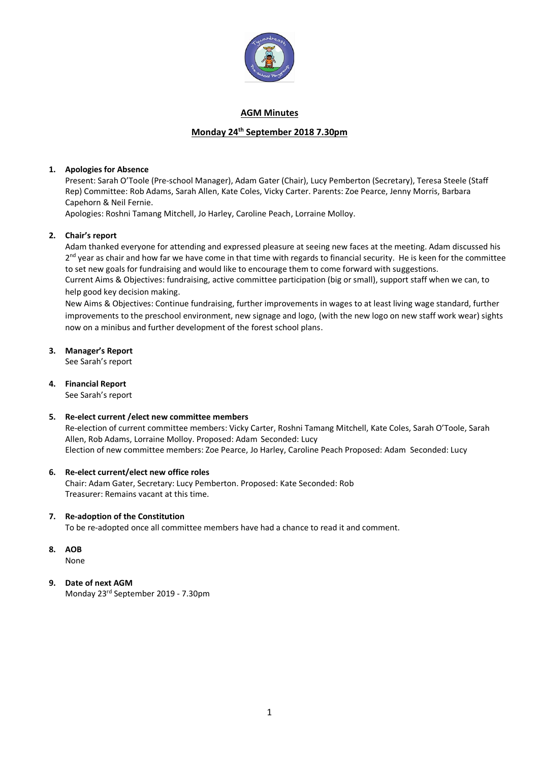## AGM Minutes

## Monday 24th September 2018 7.30pm

1. **Apologies for Absence**
   Present: Sarah O'Toole (Pre-school Manager), Adam Gater (Chair), Lucy Pemberton (Secretary), Teresa Steele (Staff Rep) Committee: Rob Adams, Sarah Allen, Kate Coles, Vicky Carter. Parents: Zoe Pearce, Jenny Morris, Barbara Capehorn & Neil Fernie.
   Apologies: Roshni Tamang Mitchell, Jo Harley, Caroline Peach, Lorraine Molloy.

2. **Chair's report**
   Adam thanked everyone for attending and expressed pleasure at seeing new faces at the meeting. Adam discussed his 2nd year as chair and how far we have come in that time with regards to financial security. He is keen for the committee to set new goals for fundraising and would like to encourage them to come forward with suggestions.
   Current Aims & Objectives: fundraising, active committee participation (big or small), support staff when we can, to help good key decision making.
   New Aims & Objectives: Continue fundraising, further improvements in wages to at least living wage standard, further improvements to the preschool environment, new signage and logo, (with the new logo on new staff work wear) sights now on a minibus and further development of the forest school plans.

3. **Manager's Report**
   See Sarah's report

4. **Financial Report**
   See Sarah's report

5. **Re-elect current /elect new committee members**
   Re-election of current committee members: Vicky Carter, Roshni Tamang Mitchell, Kate Coles, Sarah O'Toole, Sarah Allen, Rob Adams, Lorraine Molloy. Proposed: Adam Seconded: Lucy
   Election of new committee members: Zoe Pearce, Jo Harley, Caroline Peach Proposed: Adam Seconded: Lucy

6. **Re-elect current/elect new office roles**
   Chair: Adam Gater, Secretary: Lucy Pemberton. Proposed: Kate Seconded: Rob
   Treasurer: Remains vacant at this time.

7. **Re-adoption of the Constitution**
   To be re-adopted once all committee members have had a chance to read it and comment.

8. **AOB**
   None

9. **Date of next AGM**
   Monday 23rd September 2019 - 7.30pm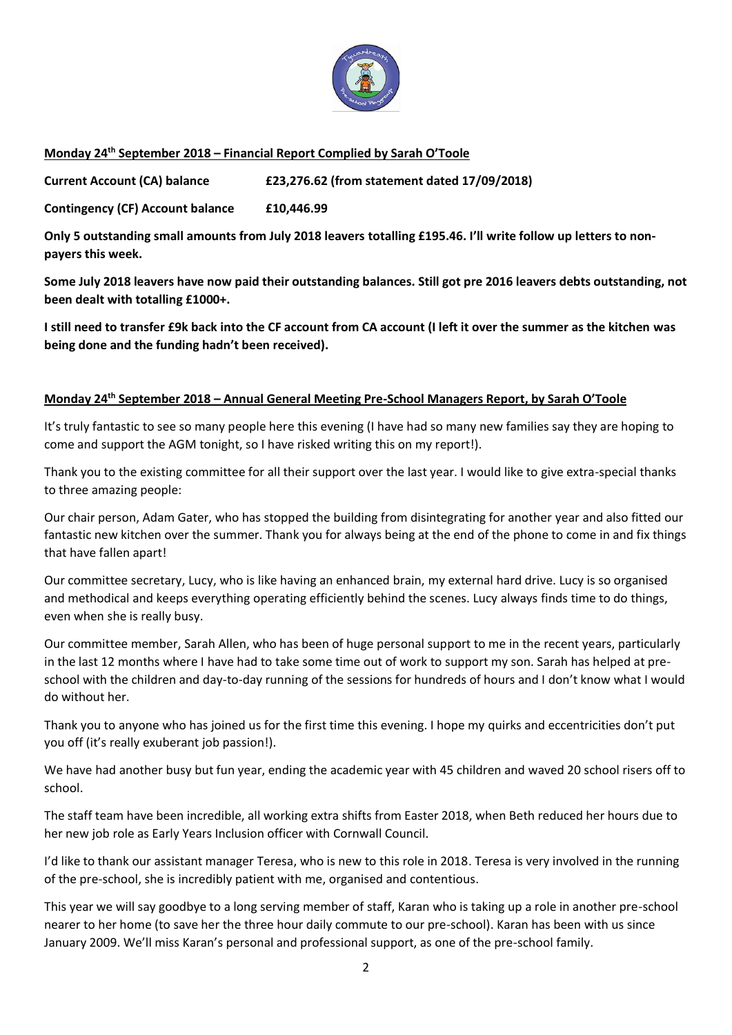**Monday 24th September 2018 – Financial Report Complied by Sarah O'Toole**

**Current Account (CA) balance £23,276.62 (from statement dated 17/09/2018)**

**Contingency (CF) Account balance £10,446.99**

**Only 5 outstanding small amounts from July 2018 leavers totalling £195.46. I'll write follow up letters to non-payers this week.**

**Some July 2018 leavers have now paid their outstanding balances. Still got pre 2016 leavers debts outstanding, not been dealt with totalling £1000+.**

**I still need to transfer £9k back into the CF account from CA account (I left it over the summer as the kitchen was being done and the funding hadn't been received).**

**Monday 24th September 2018 – Annual General Meeting Pre-School Managers Report, by Sarah O'Toole**

It's truly fantastic to see so many people here this evening (I have had so many new families say they are hoping to come and support the AGM tonight, so I have risked writing this on my report!).

Thank you to the existing committee for all their support over the last year. I would like to give extra-special thanks to three amazing people:

Our chair person, Adam Gater, who has stopped the building from disintegrating for another year and also fitted our fantastic new kitchen over the summer. Thank you for always being at the end of the phone to come in and fix things that have fallen apart!

Our committee secretary, Lucy, who is like having an enhanced brain, my external hard drive. Lucy is so organised and methodical and keeps everything operating efficiently behind the scenes. Lucy always finds time to do things, even when she is really busy.

Our committee member, Sarah Allen, who has been of huge personal support to me in the recent years, particularly in the last 12 months where I have had to take some time out of work to support my son. Sarah has helped at pre-school with the children and day-to-day running of the sessions for hundreds of hours and I don't know what I would do without her.

Thank you to anyone who has joined us for the first time this evening. I hope my quirks and eccentricities don't put you off (it's really exuberant job passion!).

We have had another busy but fun year, ending the academic year with 45 children and waved 20 school risers off to school.

The staff team have been incredible, all working extra shifts from Easter 2018, when Beth reduced her hours due to her new job role as Early Years Inclusion officer with Cornwall Council.

I'd like to thank our assistant manager Teresa, who is new to this role in 2018. Teresa is very involved in the running of the pre-school, she is incredibly patient with me, organised and contentious.

This year we will say goodbye to a long serving member of staff, Karan who is taking up a role in another pre-school nearer to her home (to save her the three hour daily commute to our pre-school). Karan has been with us since January 2009. We'll miss Karan's personal and professional support, as one of the pre-school family.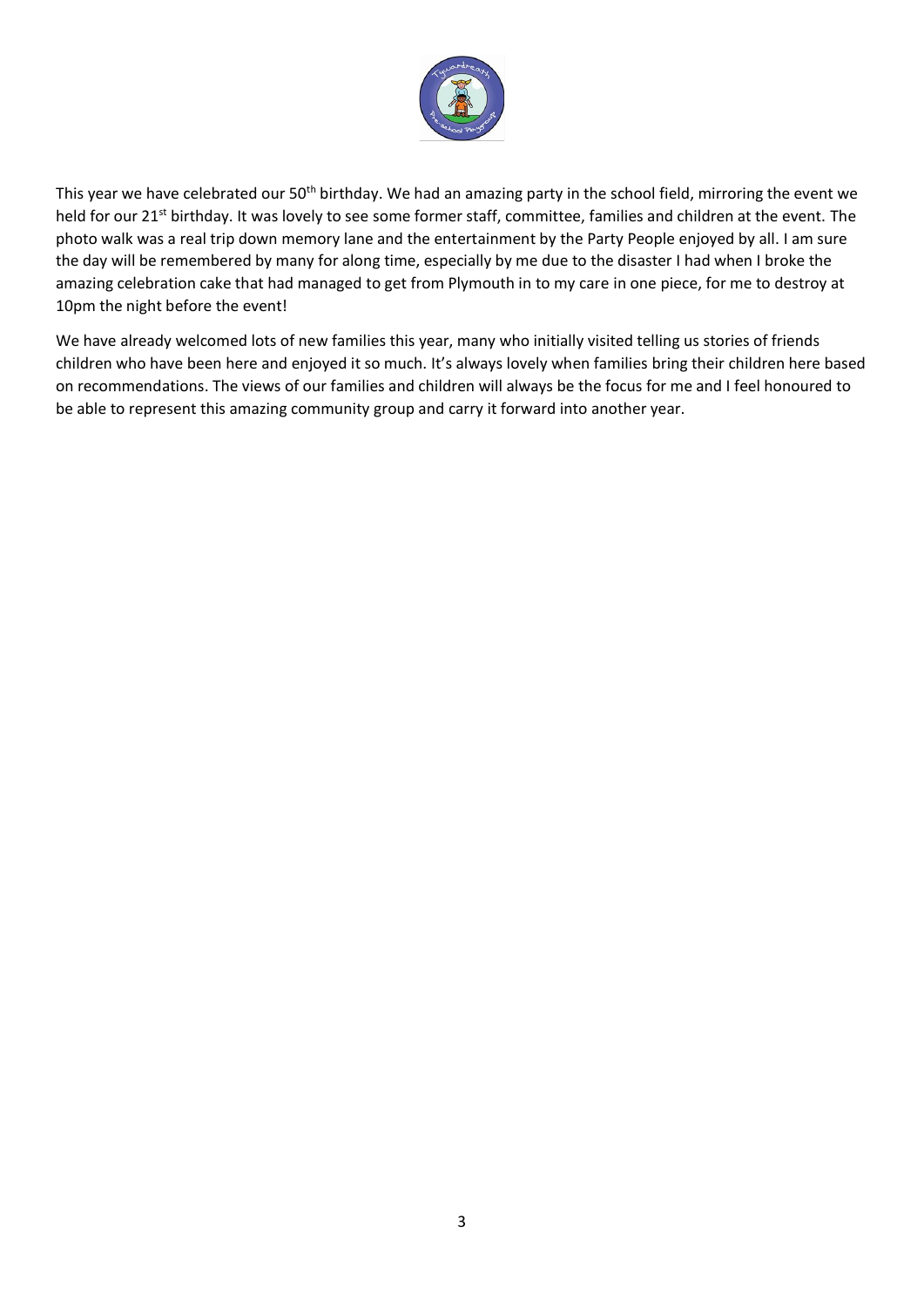This year we have celebrated our 50th birthday. We had an amazing party in the school field, mirroring the event we held for our 21st birthday. It was lovely to see some former staff, committee, families and children at the event. The photo walk was a real trip down memory lane and the entertainment by the Party People enjoyed by all. I am sure the day will be remembered by many for along time, especially by me due to the disaster I had when I broke the amazing celebration cake that had managed to get from Plymouth in to my care in one piece, for me to destroy at 10pm the night before the event!

We have already welcomed lots of new families this year, many who initially visited telling us stories of friends children who have been here and enjoyed it so much. It's always lovely when families bring their children here based on recommendations. The views of our families and children will always be the focus for me and I feel honoured to be able to represent this amazing community group and carry it forward into another year.